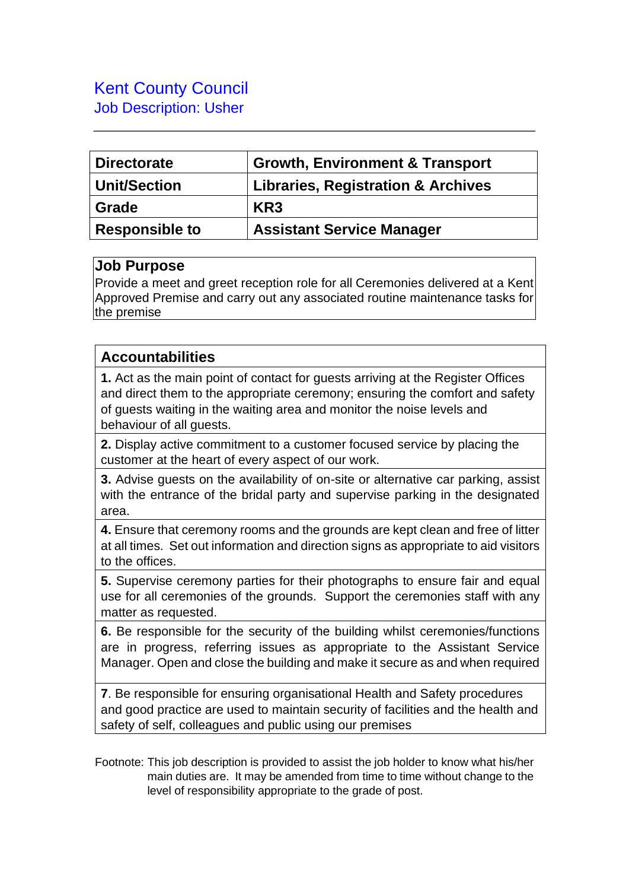# Kent County Council

## Job Description: Usher

---

| Directorate | Growth, Environment & Transport |
|---|---|
| Unit/Section | Libraries, Registration & Archives |
| Grade | KR3 |
| Responsible to | Assistant Service Manager |

## Job Purpose

Provide a meet and greet reception role for all Ceremonies delivered at a Kent Approved Premise and carry out any associated routine maintenance tasks for the premise

## Accountabilities

**1.** Act as the main point of contact for guests arriving at the Register Offices and direct them to the appropriate ceremony; ensuring the comfort and safety of guests waiting in the waiting area and monitor the noise levels and behaviour of all guests.

**2.** Display active commitment to a customer focused service by placing the customer at the heart of every aspect of our work.

**3.** Advise guests on the availability of on-site or alternative car parking, assist with the entrance of the bridal party and supervise parking in the designated area.

**4.** Ensure that ceremony rooms and the grounds are kept clean and free of litter at all times. Set out information and direction signs as appropriate to aid visitors to the offices.

**5.** Supervise ceremony parties for their photographs to ensure fair and equal use for all ceremonies of the grounds. Support the ceremonies staff with any matter as requested.

**6.** Be responsible for the security of the building whilst ceremonies/functions are in progress, referring issues as appropriate to the Assistant Service Manager. Open and close the building and make it secure as and when required

**7**. Be responsible for ensuring organisational Health and Safety procedures and good practice are used to maintain security of facilities and the health and safety of self, colleagues and public using our premises

Footnote: This job description is provided to assist the job holder to know what his/her main duties are. It may be amended from time to time without change to the level of responsibility appropriate to the grade of post.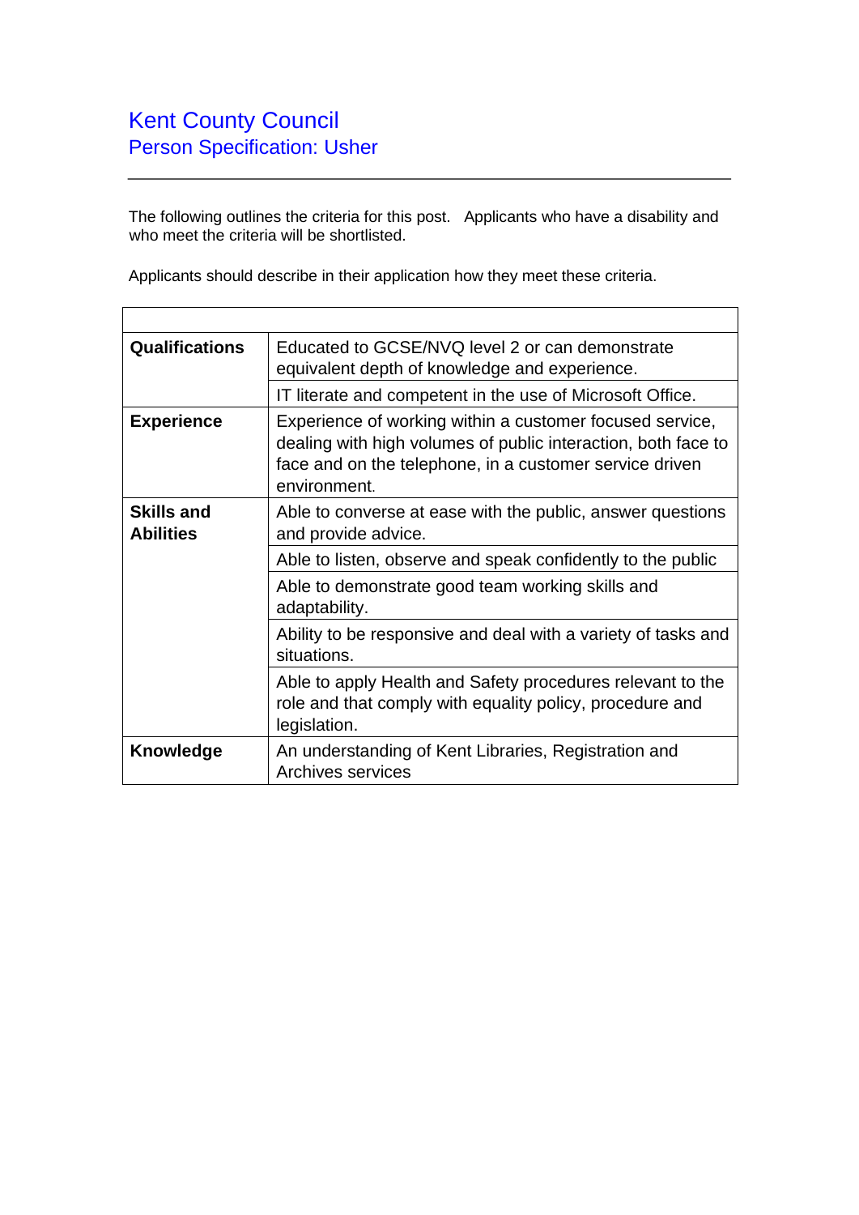# Kent County Council

## Person Specification: Usher

The following outlines the criteria for this post. Applicants who have a disability and who meet the criteria will be shortlisted.

Applicants should describe in their application how they meet these criteria.

| | |
|---|---|
| **Qualifications** | Educated to GCSE/NVQ level 2 or can demonstrate equivalent depth of knowledge and experience. |
| | IT literate and competent in the use of Microsoft Office. |
| **Experience** | Experience of working within a customer focused service, dealing with high volumes of public interaction, both face to face and on the telephone, in a customer service driven environment. |
| **Skills and Abilities** | Able to converse at ease with the public, answer questions and provide advice. |
| | Able to listen, observe and speak confidently to the public |
| | Able to demonstrate good team working skills and adaptability. |
| | Ability to be responsive and deal with a variety of tasks and situations. |
| | Able to apply Health and Safety procedures relevant to the role and that comply with equality policy, procedure and legislation. |
| **Knowledge** | An understanding of Kent Libraries, Registration and Archives services |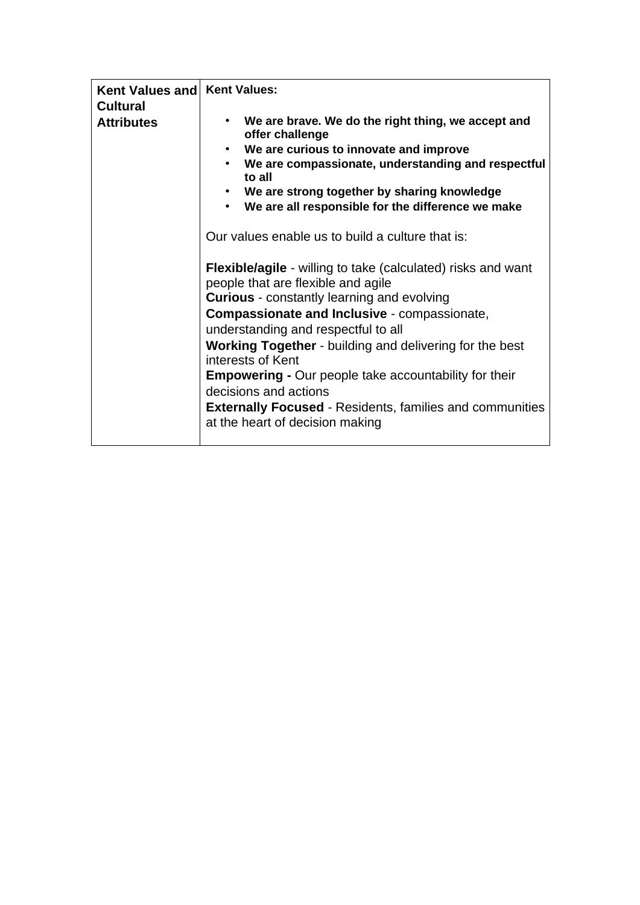| | |
|---|---|
| **Kent Values and Cultural Attributes** | **Kent Values:**<br><br>• **We are brave. We do the right thing, we accept and offer challenge**<br>• **We are curious to innovate and improve**<br>• **We are compassionate, understanding and respectful to all**<br>• **We are strong together by sharing knowledge**<br>• **We are all responsible for the difference we make**<br><br>Our values enable us to build a culture that is:<br><br>**Flexible/agile** - willing to take (calculated) risks and want people that are flexible and agile<br>**Curious** - constantly learning and evolving<br>**Compassionate and Inclusive** - compassionate, understanding and respectful to all<br>**Working Together** - building and delivering for the best interests of Kent<br>**Empowering -** Our people take accountability for their decisions and actions<br>**Externally Focused** - Residents, families and communities at the heart of decision making |